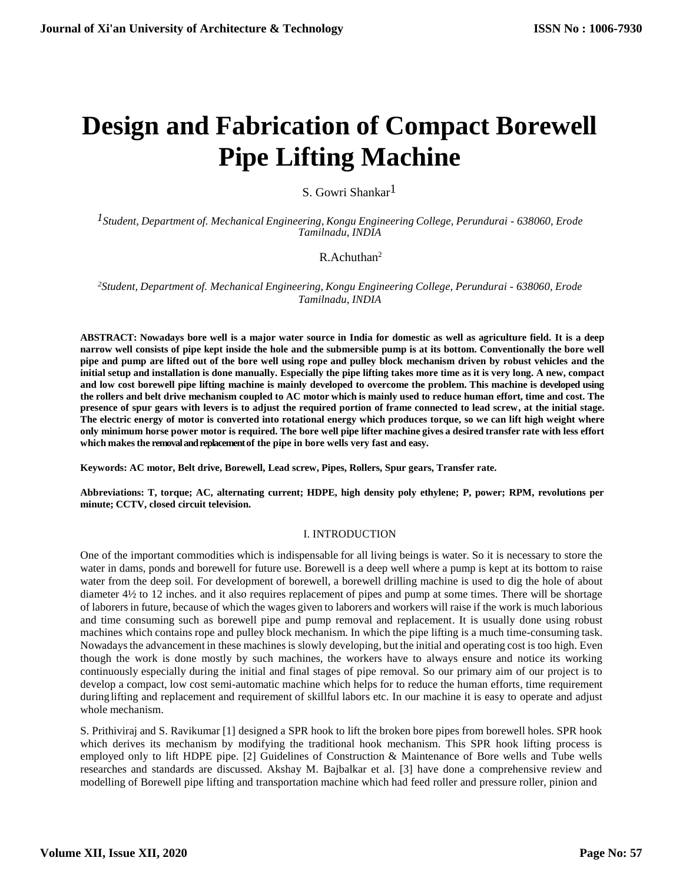# Design and Fabrication of Compact Borewell Pipe Lifting Machine

S. Gowri Shankar[1]

[1]*Student, Department of. Mechanical Engineering, Kongu Engineering College, Perundurai - 638060, Erode Tamilnadu, INDIA*

R.Achuthan[2]

[2]*Student, Department of. Mechanical Engineering, Kongu Engineering College, Perundurai - 638060, Erode Tamilnadu, INDIA*

**ABSTRACT: Nowadays bore well is a major water source in India for domestic as well as agriculture field. It is a deep narrow well consists of pipe kept inside the hole and the submersible pump is at its bottom. Conventionally the bore well pipe and pump are lifted out of the bore well using rope and pulley block mechanism driven by robust vehicles and the initial setup and installation is done manually. Especially the pipe lifting takes more time as it is very long. A new, compact and low cost borewell pipe lifting machine is mainly developed to overcome the problem. This machine is developed using the rollers and belt drive mechanism coupled to AC motor which is mainly used to reduce human effort, time and cost. The presence of spur gears with levers is to adjust the required portion of frame connected to lead screw, at the initial stage. The electric energy of motor is converted into rotational energy which produces torque, so we can lift high weight where only minimum horse power motor is required. The bore well pipe lifter machine gives a desired transfer rate with less effort which makes the removal and replacement of the pipe in bore wells very fast and easy.**

**Keywords: AC motor, Belt drive, Borewell, Lead screw, Pipes, Rollers, Spur gears, Transfer rate.**

**Abbreviations: T, torque; AC, alternating current; HDPE, high density poly ethylene; P, power; RPM, revolutions per minute; CCTV, closed circuit television.**

## I. INTRODUCTION

One of the important commodities which is indispensable for all living beings is water. So it is necessary to store the water in dams, ponds and borewell for future use. Borewell is a deep well where a pump is kept at its bottom to raise water from the deep soil. For development of borewell, a borewell drilling machine is used to dig the hole of about diameter 4½ to 12 inches. and it also requires replacement of pipes and pump at some times. There will be shortage of laborers in future, because of which the wages given to laborers and workers will raise if the work is much laborious and time consuming such as borewell pipe and pump removal and replacement. It is usually done using robust machines which contains rope and pulley block mechanism. In which the pipe lifting is a much time-consuming task. Nowadays the advancement in these machines is slowly developing, but the initial and operating cost is too high. Even though the work is done mostly by such machines, the workers have to always ensure and notice its working continuously especially during the initial and final stages of pipe removal. So our primary aim of our project is to develop a compact, low cost semi-automatic machine which helps for to reduce the human efforts, time requirement during lifting and replacement and requirement of skillful labors etc. In our machine it is easy to operate and adjust whole mechanism.

S. Prithiviraj and S. Ravikumar [1] designed a SPR hook to lift the broken bore pipes from borewell holes. SPR hook which derives its mechanism by modifying the traditional hook mechanism. This SPR hook lifting process is employed only to lift HDPE pipe. [2] Guidelines of Construction & Maintenance of Bore wells and Tube wells researches and standards are discussed. Akshay M. Bajbalkar et al. [3] have done a comprehensive review and modelling of Borewell pipe lifting and transportation machine which had feed roller and pressure roller, pinion and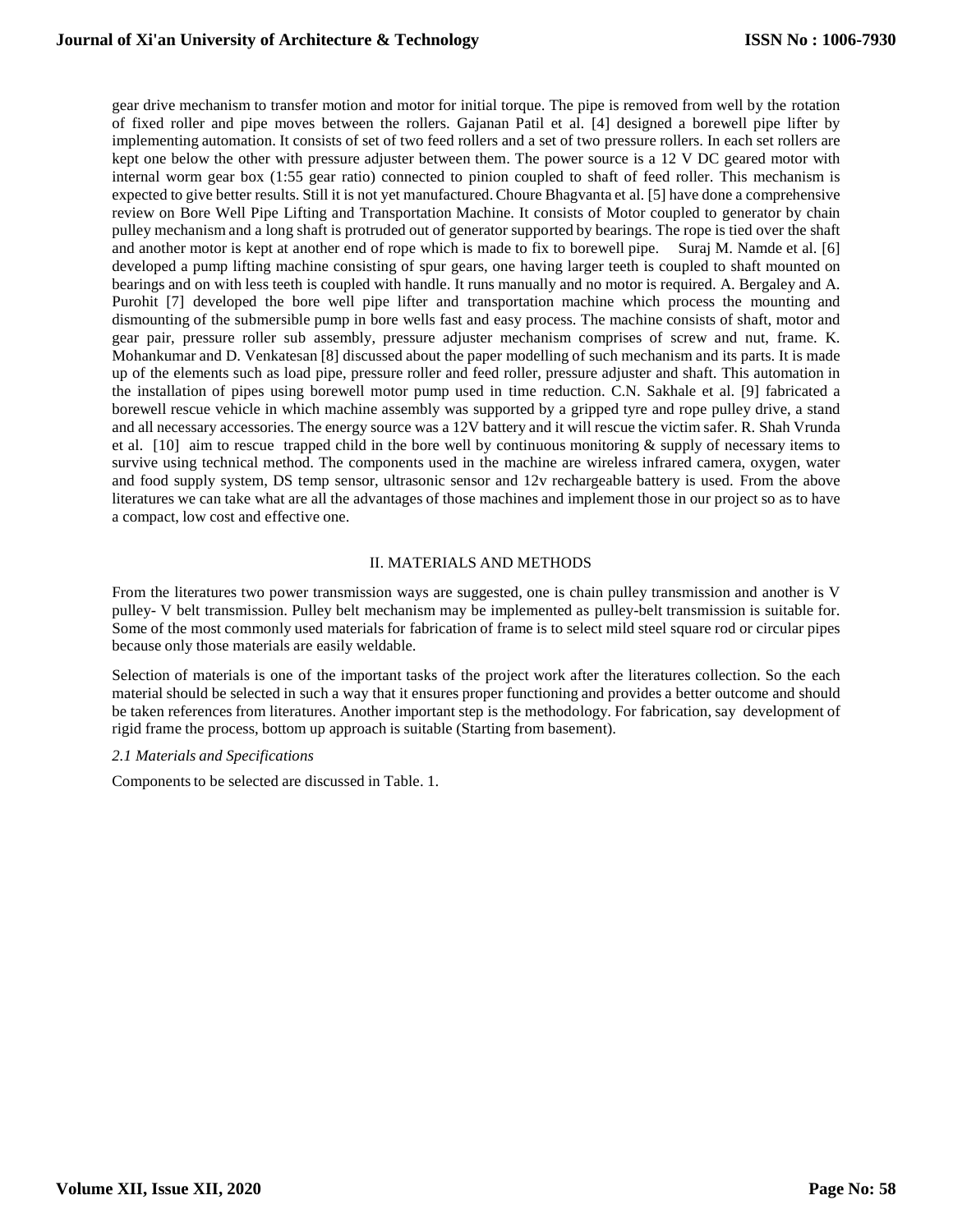gear drive mechanism to transfer motion and motor for initial torque. The pipe is removed from well by the rotation of fixed roller and pipe moves between the rollers. Gajanan Patil et al. [4] designed a borewell pipe lifter by implementing automation. It consists of set of two feed rollers and a set of two pressure rollers. In each set rollers are kept one below the other with pressure adjuster between them. The power source is a 12 V DC geared motor with internal worm gear box (1:55 gear ratio) connected to pinion coupled to shaft of feed roller. This mechanism is expected to give better results. Still it is not yet manufactured. Choure Bhagvanta et al. [5] have done a comprehensive review on Bore Well Pipe Lifting and Transportation Machine. It consists of Motor coupled to generator by chain pulley mechanism and a long shaft is protruded out of generator supported by bearings. The rope is tied over the shaft and another motor is kept at another end of rope which is made to fix to borewell pipe. Suraj M. Namde et al. [6] developed a pump lifting machine consisting of spur gears, one having larger teeth is coupled to shaft mounted on bearings and on with less teeth is coupled with handle. It runs manually and no motor is required. A. Bergaley and A. Purohit [7] developed the bore well pipe lifter and transportation machine which process the mounting and dismounting of the submersible pump in bore wells fast and easy process. The machine consists of shaft, motor and gear pair, pressure roller sub assembly, pressure adjuster mechanism comprises of screw and nut, frame. K. Mohankumar and D. Venkatesan [8] discussed about the paper modelling of such mechanism and its parts. It is made up of the elements such as load pipe, pressure roller and feed roller, pressure adjuster and shaft. This automation in the installation of pipes using borewell motor pump used in time reduction. C.N. Sakhale et al. [9] fabricated a borewell rescue vehicle in which machine assembly was supported by a gripped tyre and rope pulley drive, a stand and all necessary accessories. The energy source was a 12V battery and it will rescue the victim safer. R. Shah Vrunda et al. [10] aim to rescue trapped child in the bore well by continuous monitoring & supply of necessary items to survive using technical method. The components used in the machine are wireless infrared camera, oxygen, water and food supply system, DS temp sensor, ultrasonic sensor and 12v rechargeable battery is used. From the above literatures we can take what are all the advantages of those machines and implement those in our project so as to have a compact, low cost and effective one.

## II. MATERIALS AND METHODS

From the literatures two power transmission ways are suggested, one is chain pulley transmission and another is V pulley- V belt transmission. Pulley belt mechanism may be implemented as pulley-belt transmission is suitable for. Some of the most commonly used materials for fabrication of frame is to select mild steel square rod or circular pipes because only those materials are easily weldable.

Selection of materials is one of the important tasks of the project work after the literatures collection. So the each material should be selected in such a way that it ensures proper functioning and provides a better outcome and should be taken references from literatures. Another important step is the methodology. For fabrication, say development of rigid frame the process, bottom up approach is suitable (Starting from basement).

### *2.1 Materials and Specifications*

Components to be selected are discussed in Table. 1.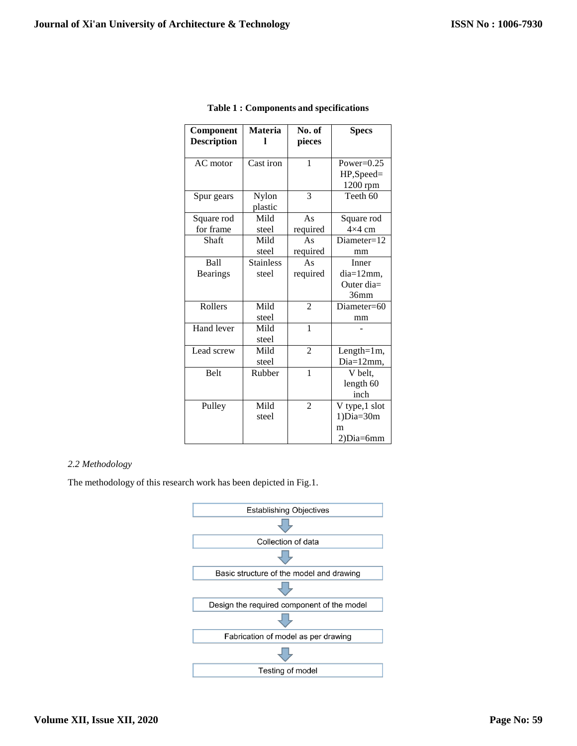**Table 1 : Components and specifications**

| Component Description | Material | No. of pieces | Specs |
|---|---|---|---|
| AC motor | Cast iron | 1 | Power=0.25 HP,Speed= 1200 rpm |
| Spur gears | Nylon plastic | 3 | Teeth 60 |
| Square rod for frame | Mild steel | As required | Square rod 4×4 cm |
| Shaft | Mild steel | As required | Diameter=12 mm |
| Ball Bearings | Stainless steel | As required | Inner dia=12mm, Outer dia= 36mm |
| Rollers | Mild steel | 2 | Diameter=60 mm |
| Hand lever | Mild steel | 1 | - |
| Lead screw | Mild steel | 2 | Length=1m, Dia=12mm, |
| Belt | Rubber | 1 | V belt, length 60 inch |
| Pulley | Mild steel | 2 | V type,1 slot 1)Dia=30mm 2)Dia=6mm |

*2.2 Methodology*

The methodology of this research work has been depicted in Fig.1.

Establishing Objectives
↓
Collection of data
↓
Basic structure of the model and drawing
↓
Design the required component of the model
↓
Fabrication of model as per drawing
↓
Testing of model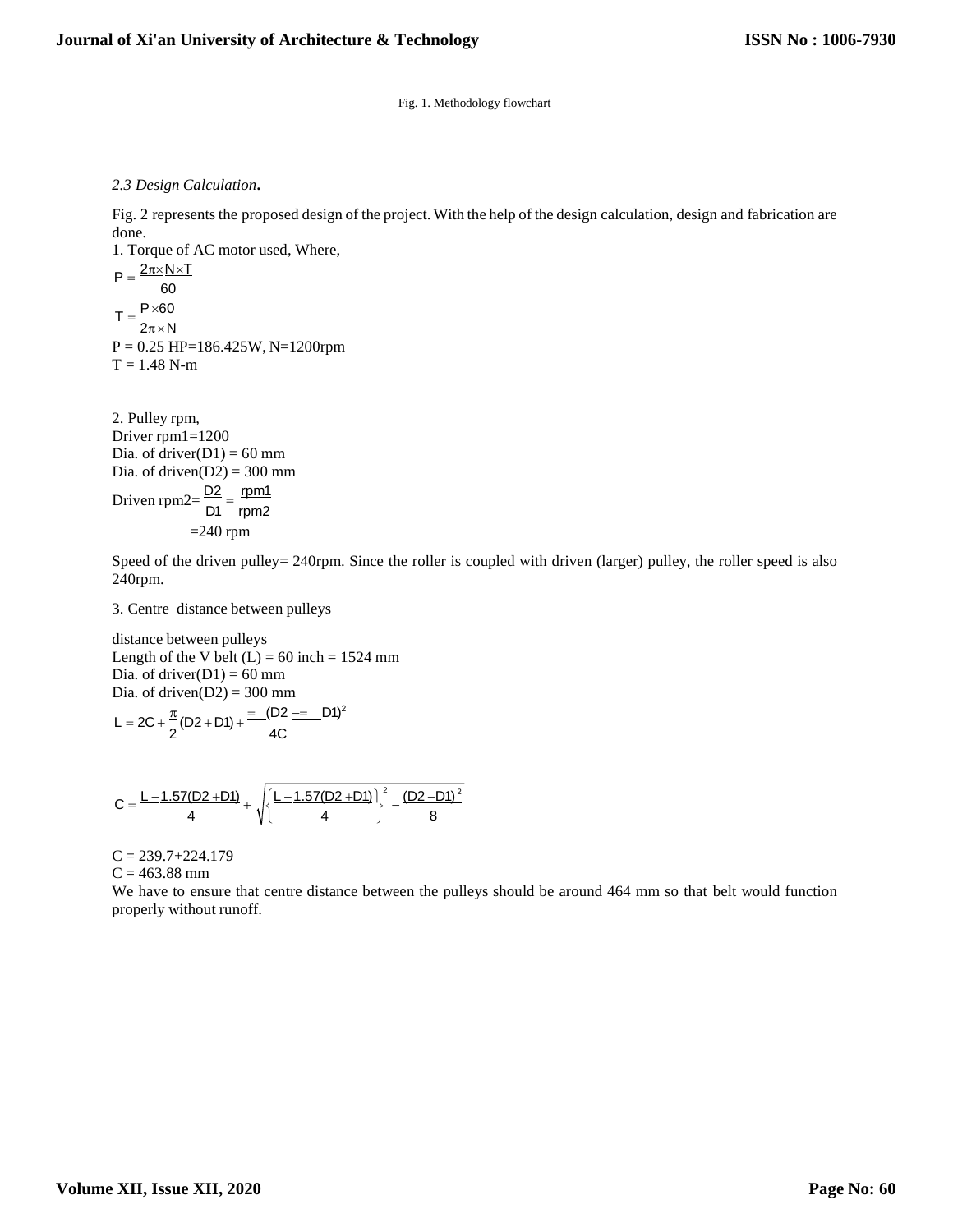Fig. 1. Methodology flowchart

*2.3 Design Calculation***.**

Fig. 2 represents the proposed design of the project. With the help of the design calculation, design and fabrication are done.

1. Torque of AC motor used, Where,

$$P = \frac{2\pi \times N \times T}{60}$$

$$T = \frac{P \times 60}{2\pi \times N}$$

P = 0.25 HP=186.425W, N=1200rpm

T = 1.48 N-m

2. Pulley rpm,

Driver rpm1=1200

Dia. of driver(D1) = 60 mm

Dia. of driven(D2) = 300 mm

Driven rpm2= $\frac{D2}{D1} = \frac{rpm1}{rpm2}$

=240 rpm

Speed of the driven pulley= 240rpm. Since the roller is coupled with driven (larger) pulley, the roller speed is also 240rpm.

3. Centre distance between pulleys

distance between pulleys

Length of the V belt (L) = 60 inch = 1524 mm

Dia. of driver(D1) = 60 mm

Dia. of driven(D2) = 300 mm

$$L = 2C + \frac{\pi}{2}(D2 + D1) + \frac{(D2 - D1)^2}{4C}$$

$$C = \frac{L - 1.57(D2 + D1)}{4} + \sqrt{\left\{\frac{L - 1.57(D2 + D1)}{4}\right\}^2 - \frac{(D2 - D1)^2}{8}}$$

C = 239.7+224.179

C = 463.88 mm

We have to ensure that centre distance between the pulleys should be around 464 mm so that belt would function properly without runoff.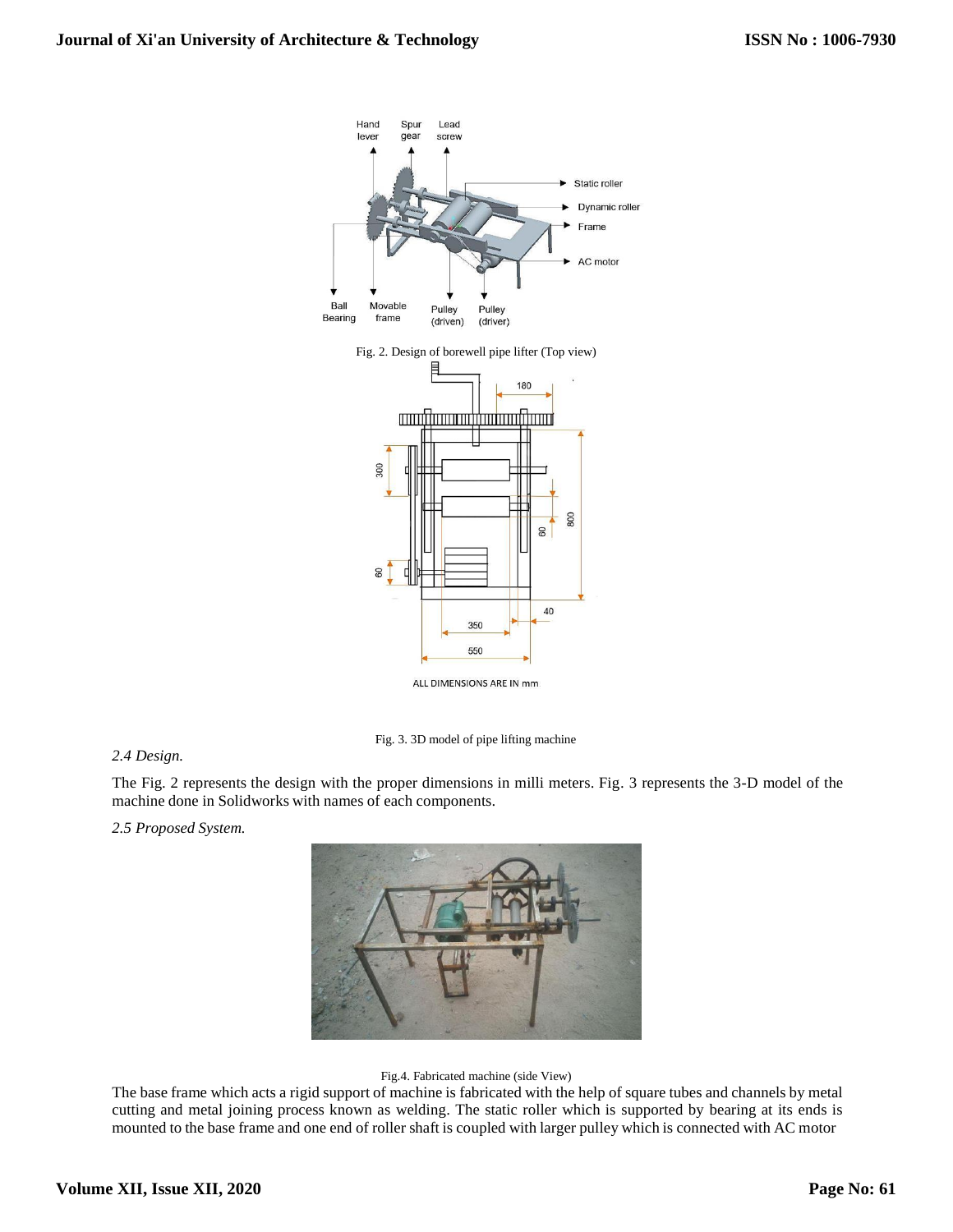Fig. 2. Design of borewell pipe lifter (Top view)

ALL DIMENSIONS ARE IN mm

Fig. 3. 3D model of pipe lifting machine

*2.4 Design.*

The Fig. 2 represents the design with the proper dimensions in milli meters. Fig. 3 represents the 3-D model of the machine done in Solidworks with names of each components.

*2.5 Proposed System.*

Fig.4. Fabricated machine (side View)

The base frame which acts a rigid support of machine is fabricated with the help of square tubes and channels by metal cutting and metal joining process known as welding. The static roller which is supported by bearing at its ends is mounted to the base frame and one end of roller shaft is coupled with larger pulley which is connected with AC motor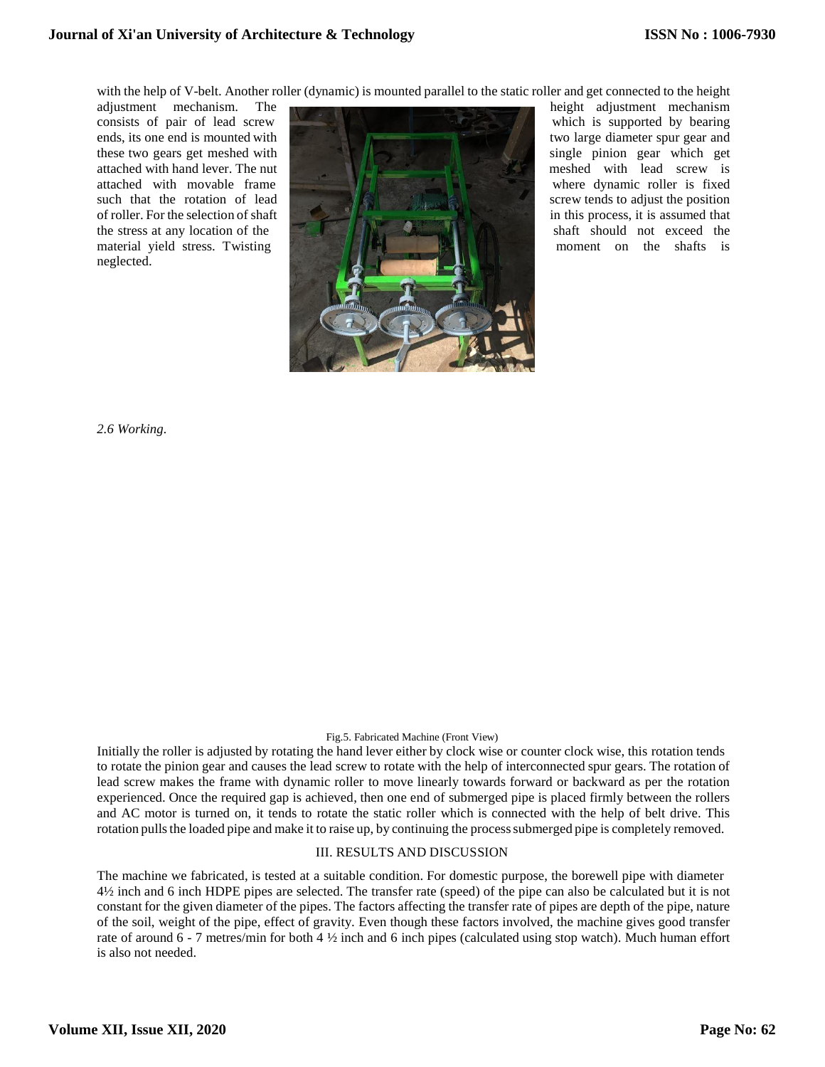with the help of V-belt. Another roller (dynamic) is mounted parallel to the static roller and get connected to the height adjustment mechanism. The height adjustment mechanism consists of pair of lead screw which is supported by bearing ends, its one end is mounted with two large diameter spur gear and these two gears get meshed with single pinion gear which get attached with hand lever. The nut meshed with lead screw is attached with movable frame where dynamic roller is fixed such that the rotation of lead screw tends to adjust the position of roller. For the selection of shaft in this process, it is assumed that the stress at any location of the shaft should not exceed the material yield stress. Twisting moment on the shafts is neglected.

*2.6 Working.*

Fig.5. Fabricated Machine (Front View)

Initially the roller is adjusted by rotating the hand lever either by clock wise or counter clock wise, this rotation tends to rotate the pinion gear and causes the lead screw to rotate with the help of interconnected spur gears. The rotation of lead screw makes the frame with dynamic roller to move linearly towards forward or backward as per the rotation experienced. Once the required gap is achieved, then one end of submerged pipe is placed firmly between the rollers and AC motor is turned on, it tends to rotate the static roller which is connected with the help of belt drive. This rotation pulls the loaded pipe and make it to raise up, by continuing the process submerged pipe is completely removed.

## III. RESULTS AND DISCUSSION

The machine we fabricated, is tested at a suitable condition. For domestic purpose, the borewell pipe with diameter 4½ inch and 6 inch HDPE pipes are selected. The transfer rate (speed) of the pipe can also be calculated but it is not constant for the given diameter of the pipes. The factors affecting the transfer rate of pipes are depth of the pipe, nature of the soil, weight of the pipe, effect of gravity. Even though these factors involved, the machine gives good transfer rate of around 6 - 7 metres/min for both 4 ½ inch and 6 inch pipes (calculated using stop watch). Much human effort is also not needed.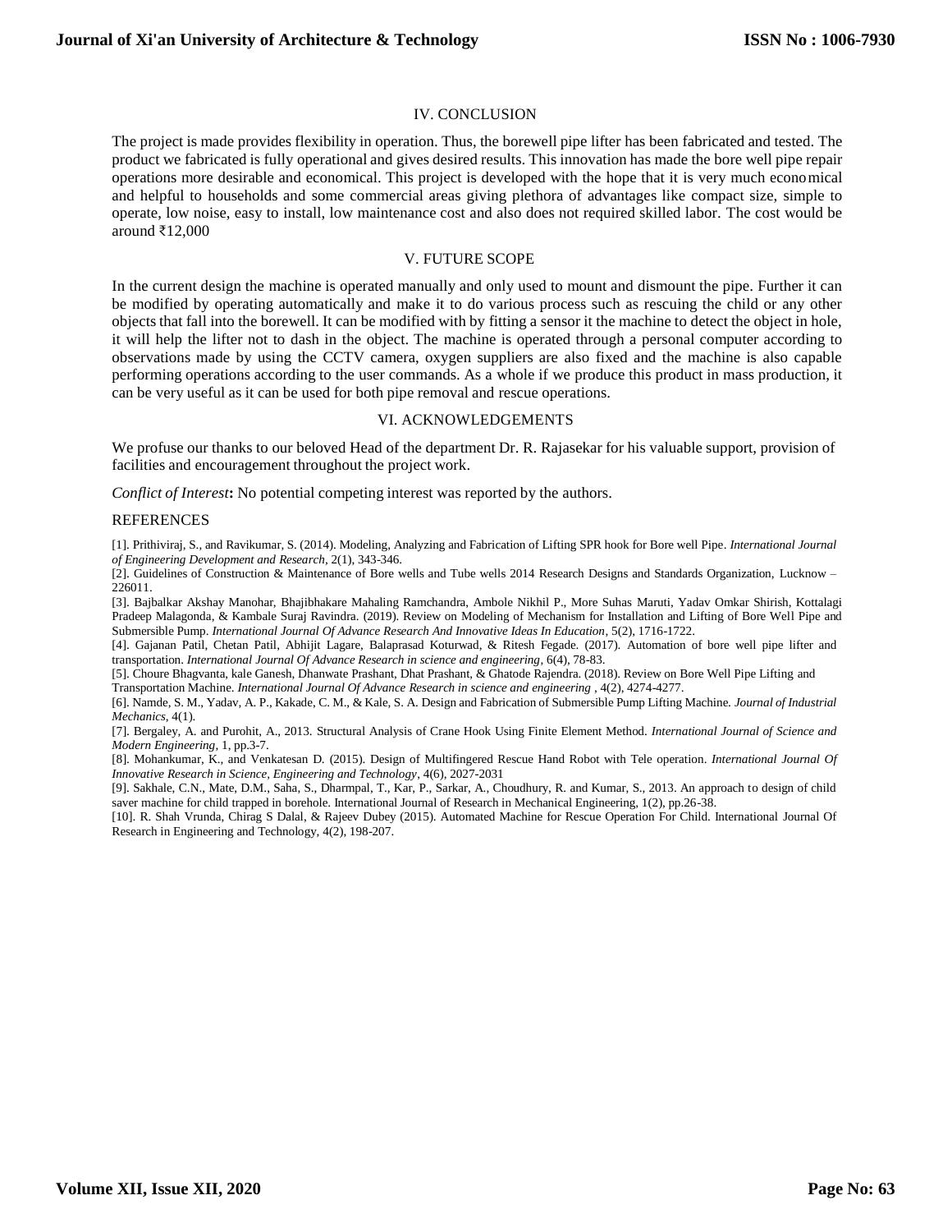## IV. CONCLUSION

The project is made provides flexibility in operation. Thus, the borewell pipe lifter has been fabricated and tested. The product we fabricated is fully operational and gives desired results. This innovation has made the bore well pipe repair operations more desirable and economical. This project is developed with the hope that it is very much economical and helpful to households and some commercial areas giving plethora of advantages like compact size, simple to operate, low noise, easy to install, low maintenance cost and also does not required skilled labor. The cost would be around ₹12,000

## V. FUTURE SCOPE

In the current design the machine is operated manually and only used to mount and dismount the pipe. Further it can be modified by operating automatically and make it to do various process such as rescuing the child or any other objects that fall into the borewell. It can be modified with by fitting a sensor it the machine to detect the object in hole, it will help the lifter not to dash in the object. The machine is operated through a personal computer according to observations made by using the CCTV camera, oxygen suppliers are also fixed and the machine is also capable performing operations according to the user commands. As a whole if we produce this product in mass production, it can be very useful as it can be used for both pipe removal and rescue operations.

## VI. ACKNOWLEDGEMENTS

We profuse our thanks to our beloved Head of the department Dr. R. Rajasekar for his valuable support, provision of facilities and encouragement throughout the project work.

*Conflict of Interest***:** No potential competing interest was reported by the authors.

## REFERENCES

[1]. Prithiviraj, S., and Ravikumar, S. (2014). Modeling, Analyzing and Fabrication of Lifting SPR hook for Bore well Pipe. *International Journal of Engineering Development and Research*, 2(1), 343-346.

[2]. Guidelines of Construction & Maintenance of Bore wells and Tube wells 2014 Research Designs and Standards Organization, Lucknow – 226011.

[3]. Bajbalkar Akshay Manohar, Bhajibhakare Mahaling Ramchandra, Ambole Nikhil P., More Suhas Maruti, Yadav Omkar Shirish, Kottalagi Pradeep Malagonda, & Kambale Suraj Ravindra. (2019). Review on Modeling of Mechanism for Installation and Lifting of Bore Well Pipe and Submersible Pump. *International Journal Of Advance Research And Innovative Ideas In Education*, 5(2), 1716-1722.

[4]. Gajanan Patil, Chetan Patil, Abhijit Lagare, Balaprasad Koturwad, & Ritesh Fegade. (2017). Automation of bore well pipe lifter and transportation. *International Journal Of Advance Research in science and engineering*, 6(4), 78-83.

[5]. Choure Bhagvanta, kale Ganesh, Dhanwate Prashant, Dhat Prashant, & Ghatode Rajendra. (2018). Review on Bore Well Pipe Lifting and Transportation Machine. *International Journal Of Advance Research in science and engineering* , 4(2), 4274-4277.

[6]. Namde, S. M., Yadav, A. P., Kakade, C. M., & Kale, S. A. Design and Fabrication of Submersible Pump Lifting Machine. *Journal of Industrial Mechanics*, 4(1).

[7]. Bergaley, A. and Purohit, A., 2013. Structural Analysis of Crane Hook Using Finite Element Method. *International Journal of Science and Modern Engineering*, 1, pp.3-7.

[8]. Mohankumar, K., and Venkatesan D. (2015). Design of Multifingered Rescue Hand Robot with Tele operation. *International Journal Of Innovative Research in Science, Engineering and Technology*, 4(6), 2027-2031

[9]. Sakhale, C.N., Mate, D.M., Saha, S., Dharmpal, T., Kar, P., Sarkar, A., Choudhury, R. and Kumar, S., 2013. An approach to design of child saver machine for child trapped in borehole. International Journal of Research in Mechanical Engineering, 1(2), pp.26-38.

[10]. R. Shah Vrunda, Chirag S Dalal, & Rajeev Dubey (2015). Automated Machine for Rescue Operation For Child. International Journal Of Research in Engineering and Technology, 4(2), 198-207.